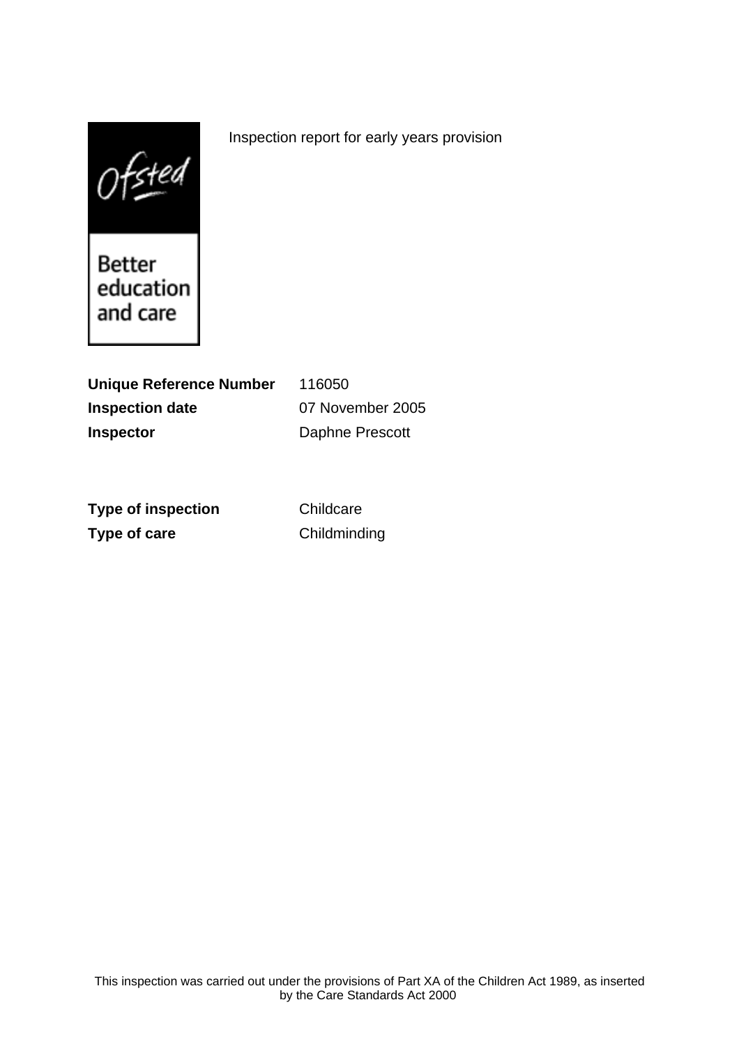Ofsted

Better education and care

Inspection report for early years provision

**Unique Reference Number** 116050

**Inspection date** 07 November 2005

**Inspector** Daphne Prescott

**Type of inspection** Childcare

**Type of care** Childminding

This inspection was carried out under the provisions of Part XA of the Children Act 1989, as inserted by the Care Standards Act 2000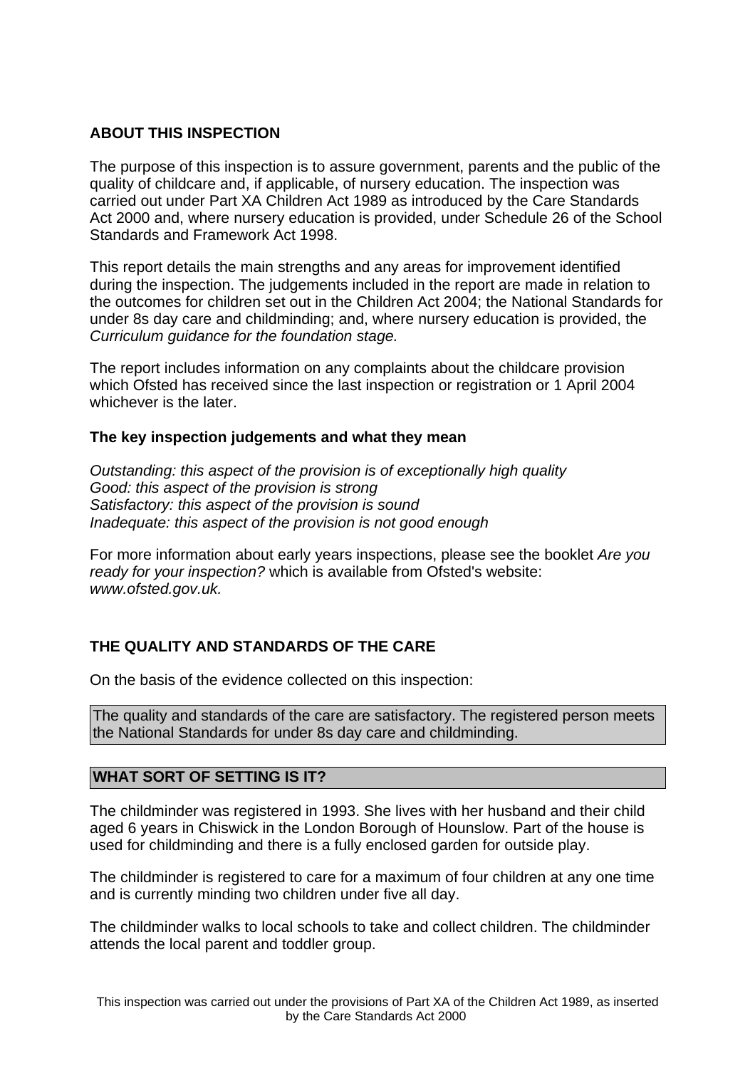## ABOUT THIS INSPECTION

The purpose of this inspection is to assure government, parents and the public of the quality of childcare and, if applicable, of nursery education. The inspection was carried out under Part XA Children Act 1989 as introduced by the Care Standards Act 2000 and, where nursery education is provided, under Schedule 26 of the School Standards and Framework Act 1998.

This report details the main strengths and any areas for improvement identified during the inspection. The judgements included in the report are made in relation to the outcomes for children set out in the Children Act 2004; the National Standards for under 8s day care and childminding; and, where nursery education is provided, the *Curriculum guidance for the foundation stage.*

The report includes information on any complaints about the childcare provision which Ofsted has received since the last inspection or registration or 1 April 2004 whichever is the later.

### The key inspection judgements and what they mean

*Outstanding: this aspect of the provision is of exceptionally high quality*
*Good: this aspect of the provision is strong*
*Satisfactory: this aspect of the provision is sound*
*Inadequate: this aspect of the provision is not good enough*

For more information about early years inspections, please see the booklet *Are you ready for your inspection?* which is available from Ofsted's website: *www.ofsted.gov.uk.*

## THE QUALITY AND STANDARDS OF THE CARE

On the basis of the evidence collected on this inspection:

The quality and standards of the care are satisfactory. The registered person meets the National Standards for under 8s day care and childminding.

## WHAT SORT OF SETTING IS IT?

The childminder was registered in 1993. She lives with her husband and their child aged 6 years in Chiswick in the London Borough of Hounslow. Part of the house is used for childminding and there is a fully enclosed garden for outside play.

The childminder is registered to care for a maximum of four children at any one time and is currently minding two children under five all day.

The childminder walks to local schools to take and collect children. The childminder attends the local parent and toddler group.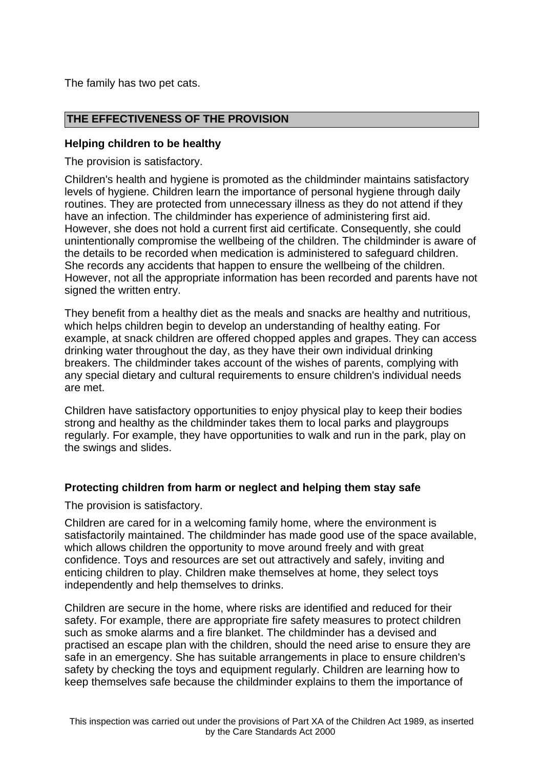The family has two pet cats.

## THE EFFECTIVENESS OF THE PROVISION

### Helping children to be healthy

The provision is satisfactory.

Children's health and hygiene is promoted as the childminder maintains satisfactory levels of hygiene. Children learn the importance of personal hygiene through daily routines. They are protected from unnecessary illness as they do not attend if they have an infection. The childminder has experience of administering first aid. However, she does not hold a current first aid certificate. Consequently, she could unintentionally compromise the wellbeing of the children. The childminder is aware of the details to be recorded when medication is administered to safeguard children. She records any accidents that happen to ensure the wellbeing of the children. However, not all the appropriate information has been recorded and parents have not signed the written entry.

They benefit from a healthy diet as the meals and snacks are healthy and nutritious, which helps children begin to develop an understanding of healthy eating. For example, at snack children are offered chopped apples and grapes. They can access drinking water throughout the day, as they have their own individual drinking breakers. The childminder takes account of the wishes of parents, complying with any special dietary and cultural requirements to ensure children's individual needs are met.

Children have satisfactory opportunities to enjoy physical play to keep their bodies strong and healthy as the childminder takes them to local parks and playgroups regularly. For example, they have opportunities to walk and run in the park, play on the swings and slides.

### Protecting children from harm or neglect and helping them stay safe

The provision is satisfactory.

Children are cared for in a welcoming family home, where the environment is satisfactorily maintained. The childminder has made good use of the space available, which allows children the opportunity to move around freely and with great confidence. Toys and resources are set out attractively and safely, inviting and enticing children to play. Children make themselves at home, they select toys independently and help themselves to drinks.

Children are secure in the home, where risks are identified and reduced for their safety. For example, there are appropriate fire safety measures to protect children such as smoke alarms and a fire blanket. The childminder has a devised and practised an escape plan with the children, should the need arise to ensure they are safe in an emergency. She has suitable arrangements in place to ensure children's safety by checking the toys and equipment regularly. Children are learning how to keep themselves safe because the childminder explains to them the importance of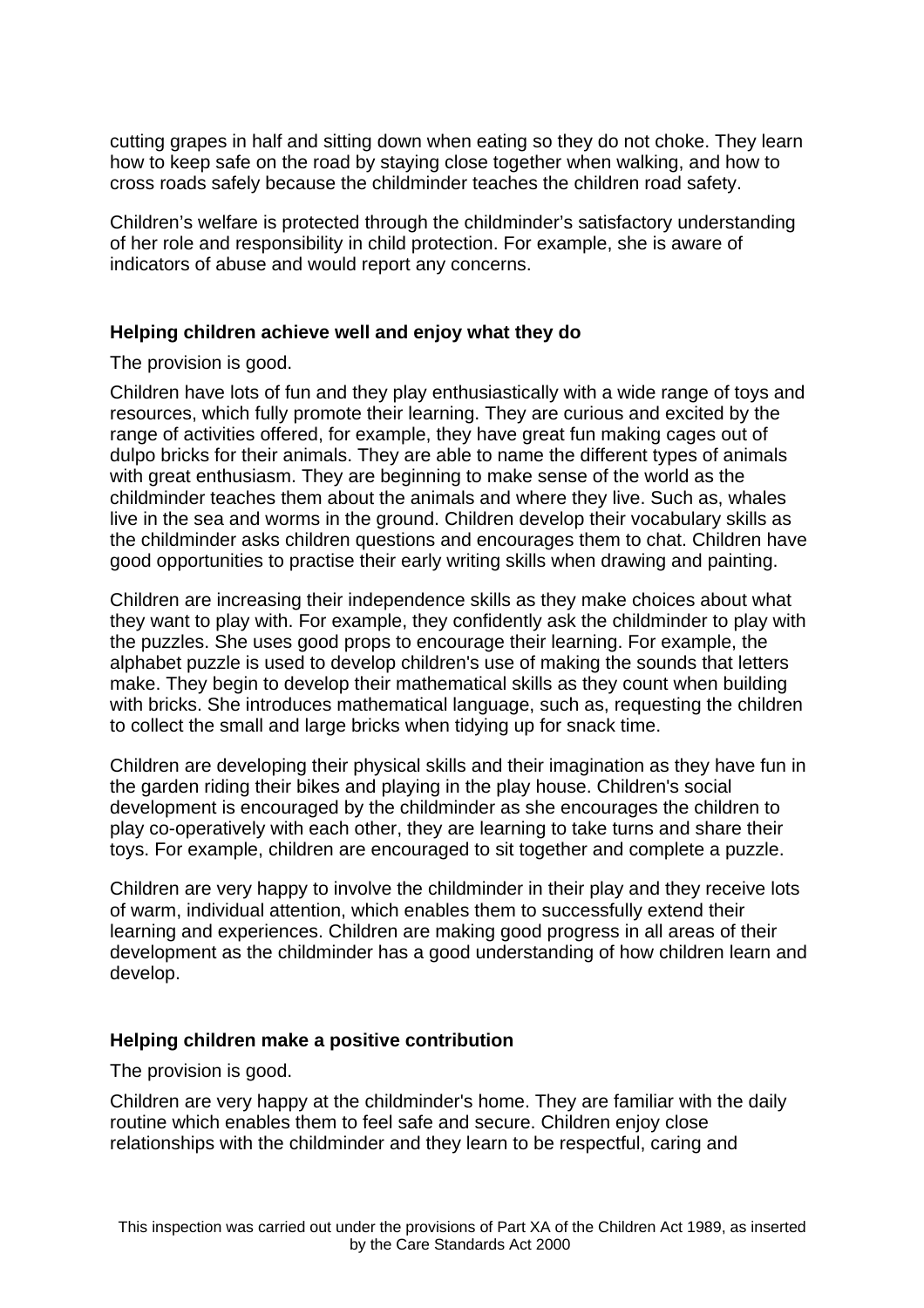cutting grapes in half and sitting down when eating so they do not choke. They learn how to keep safe on the road by staying close together when walking, and how to cross roads safely because the childminder teaches the children road safety.

Children's welfare is protected through the childminder's satisfactory understanding of her role and responsibility in child protection. For example, she is aware of indicators of abuse and would report any concerns.

**Helping children achieve well and enjoy what they do**

The provision is good.

Children have lots of fun and they play enthusiastically with a wide range of toys and resources, which fully promote their learning. They are curious and excited by the range of activities offered, for example, they have great fun making cages out of dulpo bricks for their animals. They are able to name the different types of animals with great enthusiasm. They are beginning to make sense of the world as the childminder teaches them about the animals and where they live. Such as, whales live in the sea and worms in the ground. Children develop their vocabulary skills as the childminder asks children questions and encourages them to chat. Children have good opportunities to practise their early writing skills when drawing and painting.

Children are increasing their independence skills as they make choices about what they want to play with. For example, they confidently ask the childminder to play with the puzzles. She uses good props to encourage their learning. For example, the alphabet puzzle is used to develop children's use of making the sounds that letters make. They begin to develop their mathematical skills as they count when building with bricks. She introduces mathematical language, such as, requesting the children to collect the small and large bricks when tidying up for snack time.

Children are developing their physical skills and their imagination as they have fun in the garden riding their bikes and playing in the play house. Children's social development is encouraged by the childminder as she encourages the children to play co-operatively with each other, they are learning to take turns and share their toys. For example, children are encouraged to sit together and complete a puzzle.

Children are very happy to involve the childminder in their play and they receive lots of warm, individual attention, which enables them to successfully extend their learning and experiences. Children are making good progress in all areas of their development as the childminder has a good understanding of how children learn and develop.

**Helping children make a positive contribution**

The provision is good.

Children are very happy at the childminder's home. They are familiar with the daily routine which enables them to feel safe and secure. Children enjoy close relationships with the childminder and they learn to be respectful, caring and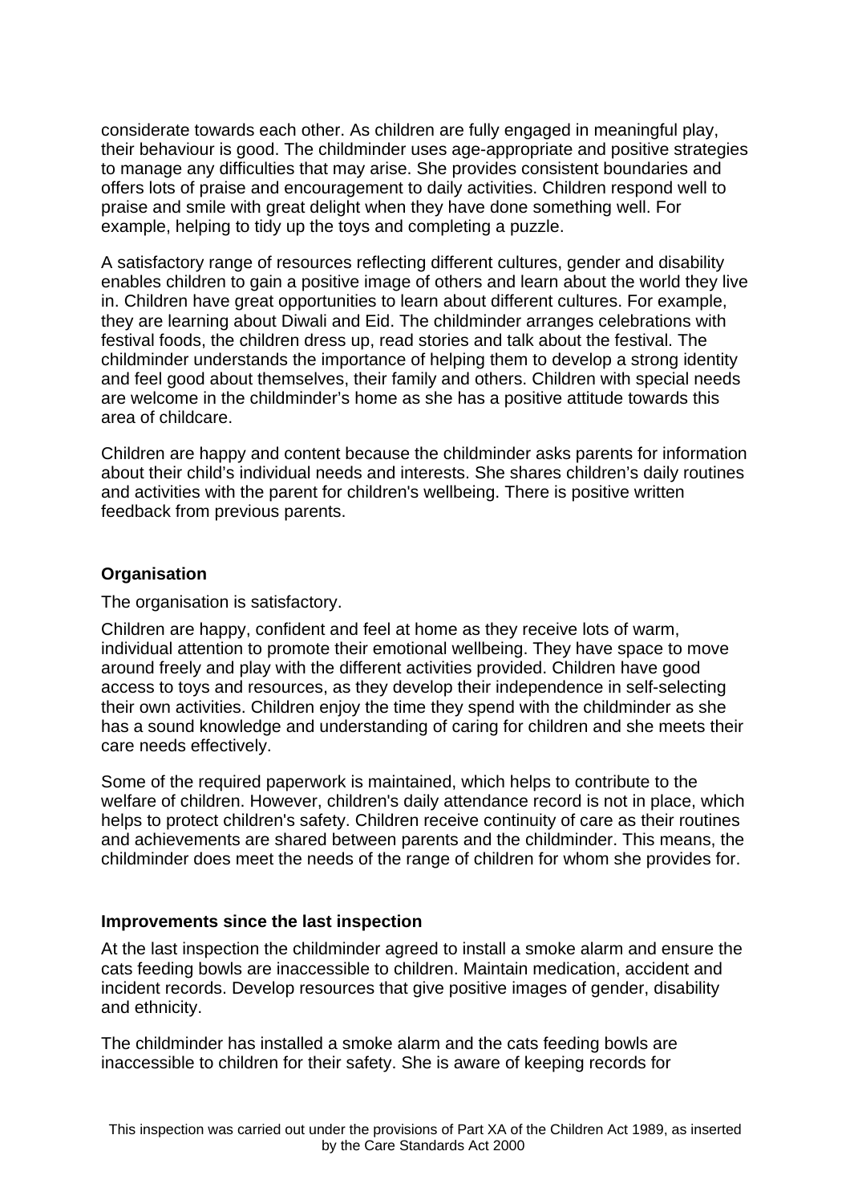considerate towards each other. As children are fully engaged in meaningful play, their behaviour is good. The childminder uses age-appropriate and positive strategies to manage any difficulties that may arise. She provides consistent boundaries and offers lots of praise and encouragement to daily activities. Children respond well to praise and smile with great delight when they have done something well. For example, helping to tidy up the toys and completing a puzzle.

A satisfactory range of resources reflecting different cultures, gender and disability enables children to gain a positive image of others and learn about the world they live in. Children have great opportunities to learn about different cultures. For example, they are learning about Diwali and Eid. The childminder arranges celebrations with festival foods, the children dress up, read stories and talk about the festival. The childminder understands the importance of helping them to develop a strong identity and feel good about themselves, their family and others. Children with special needs are welcome in the childminder's home as she has a positive attitude towards this area of childcare.

Children are happy and content because the childminder asks parents for information about their child's individual needs and interests. She shares children's daily routines and activities with the parent for children's wellbeing. There is positive written feedback from previous parents.

**Organisation**

The organisation is satisfactory.

Children are happy, confident and feel at home as they receive lots of warm, individual attention to promote their emotional wellbeing. They have space to move around freely and play with the different activities provided. Children have good access to toys and resources, as they develop their independence in self-selecting their own activities. Children enjoy the time they spend with the childminder as she has a sound knowledge and understanding of caring for children and she meets their care needs effectively.

Some of the required paperwork is maintained, which helps to contribute to the welfare of children. However, children's daily attendance record is not in place, which helps to protect children's safety. Children receive continuity of care as their routines and achievements are shared between parents and the childminder. This means, the childminder does meet the needs of the range of children for whom she provides for.

**Improvements since the last inspection**

At the last inspection the childminder agreed to install a smoke alarm and ensure the cats feeding bowls are inaccessible to children. Maintain medication, accident and incident records. Develop resources that give positive images of gender, disability and ethnicity.

The childminder has installed a smoke alarm and the cats feeding bowls are inaccessible to children for their safety. She is aware of keeping records for

This inspection was carried out under the provisions of Part XA of the Children Act 1989, as inserted by the Care Standards Act 2000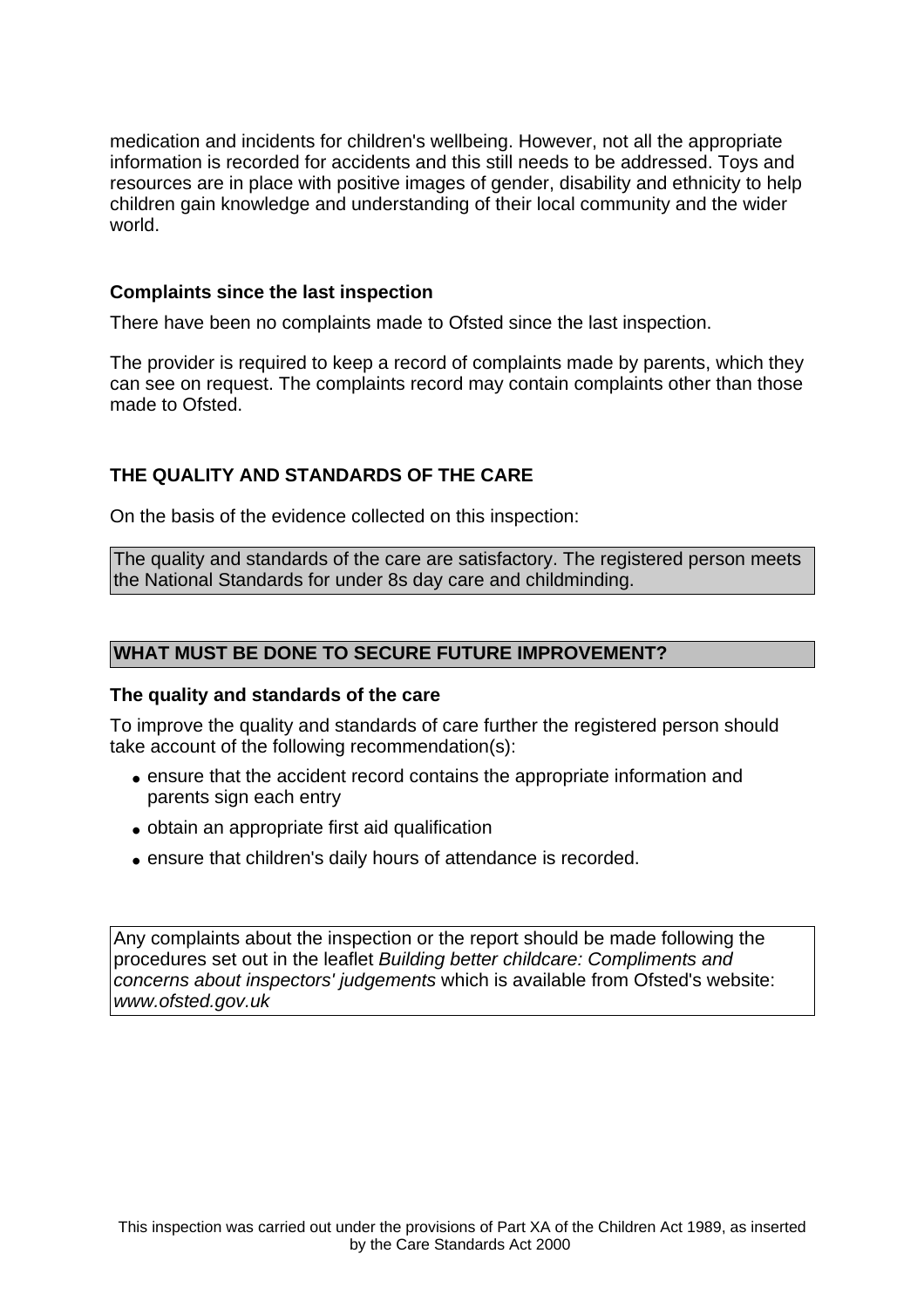medication and incidents for children's wellbeing. However, not all the appropriate information is recorded for accidents and this still needs to be addressed. Toys and resources are in place with positive images of gender, disability and ethnicity to help children gain knowledge and understanding of their local community and the wider world.

### Complaints since the last inspection

There have been no complaints made to Ofsted since the last inspection.

The provider is required to keep a record of complaints made by parents, which they can see on request. The complaints record may contain complaints other than those made to Ofsted.

## THE QUALITY AND STANDARDS OF THE CARE

On the basis of the evidence collected on this inspection:

The quality and standards of the care are satisfactory. The registered person meets the National Standards for under 8s day care and childminding.

## WHAT MUST BE DONE TO SECURE FUTURE IMPROVEMENT?

### The quality and standards of the care

To improve the quality and standards of care further the registered person should take account of the following recommendation(s):

- ensure that the accident record contains the appropriate information and parents sign each entry
- obtain an appropriate first aid qualification
- ensure that children's daily hours of attendance is recorded.

Any complaints about the inspection or the report should be made following the procedures set out in the leaflet *Building better childcare: Compliments and concerns about inspectors' judgements* which is available from Ofsted's website: *www.ofsted.gov.uk*

This inspection was carried out under the provisions of Part XA of the Children Act 1989, as inserted by the Care Standards Act 2000